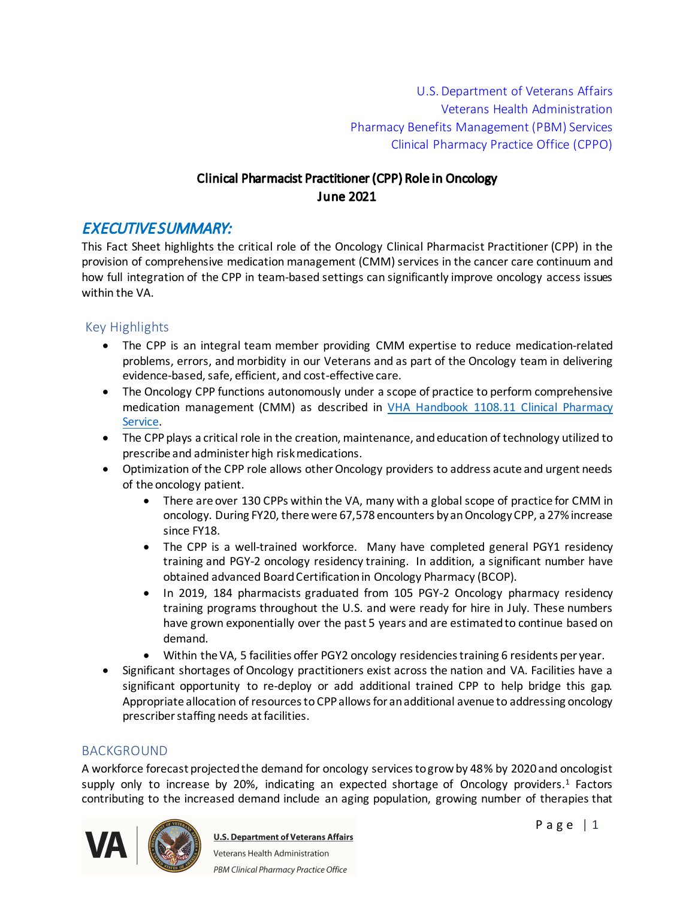U.S. Department of Veterans Affairs
Veterans Health Administration
Pharmacy Benefits Management (PBM) Services
Clinical Pharmacy Practice Office (CPPO)

# Clinical Pharmacist Practitioner (CPP) Role in Oncology
# June 2021

## *EXECUTIVE SUMMARY:*

This Fact Sheet highlights the critical role of the Oncology Clinical Pharmacist Practitioner (CPP) in the provision of comprehensive medication management (CMM) services in the cancer care continuum and how full integration of the CPP in team-based settings can significantly improve oncology access issues within the VA.

### Key Highlights

- The CPP is an integral team member providing CMM expertise to reduce medication-related problems, errors, and morbidity in our Veterans and as part of the Oncology team in delivering evidence-based, safe, efficient, and cost-effective care.
- The Oncology CPP functions autonomously under a scope of practice to perform comprehensive medication management (CMM) as described in [VHA Handbook 1108.11 Clinical Pharmacy Service](VHA Handbook 1108.11 Clinical Pharmacy Service).
- The CPP plays a critical role in the creation, maintenance, and education of technology utilized to prescribe and administer high risk medications.
- Optimization of the CPP role allows other Oncology providers to address acute and urgent needs of the oncology patient.
    - There are over 130 CPPs within the VA, many with a global scope of practice for CMM in oncology. During FY20, there were 67,578 encounters by an Oncology CPP, a 27% increase since FY18.
    - The CPP is a well-trained workforce. Many have completed general PGY1 residency training and PGY-2 oncology residency training. In addition, a significant number have obtained advanced Board Certification in Oncology Pharmacy (BCOP).
    - In 2019, 184 pharmacists graduated from 105 PGY-2 Oncology pharmacy residency training programs throughout the U.S. and were ready for hire in July. These numbers have grown exponentially over the past 5 years and are estimated to continue based on demand.
    - Within the VA, 5 facilities offer PGY2 oncology residencies training 6 residents per year.
- Significant shortages of Oncology practitioners exist across the nation and VA. Facilities have a significant opportunity to re-deploy or add additional trained CPP to help bridge this gap. Appropriate allocation of resources to CPP allows for an additional avenue to addressing oncology prescriber staffing needs at facilities.

### BACKGROUND

A workforce forecast projected the demand for oncology services to grow by 48% by 2020 and oncologist supply only to increase by 20%, indicating an expected shortage of Oncology providers.[1] Factors contributing to the increased demand include an aging population, growing number of therapies that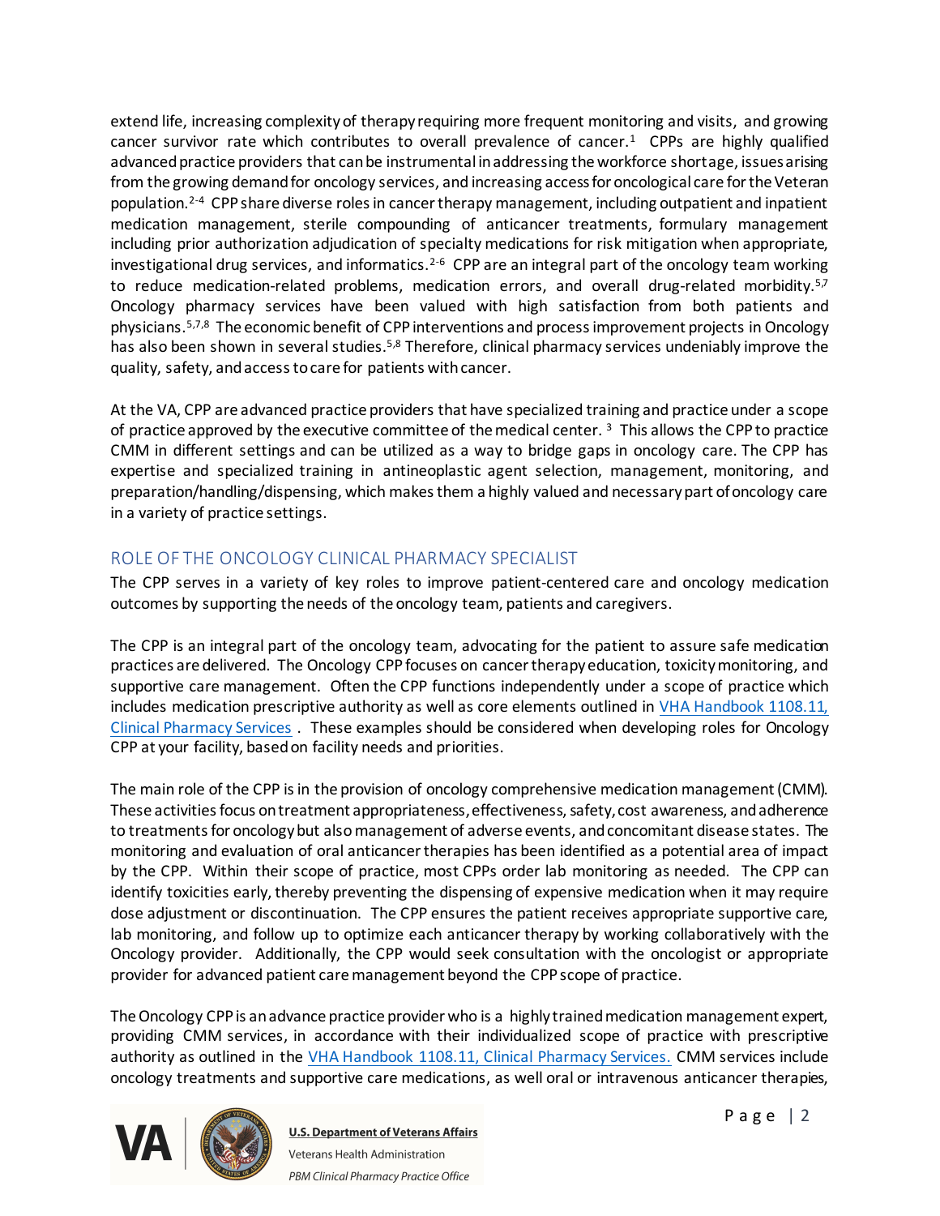extend life, increasing complexity of therapy requiring more frequent monitoring and visits, and growing cancer survivor rate which contributes to overall prevalence of cancer.[1] CPPs are highly qualified advanced practice providers that can be instrumental in addressing the workforce shortage, issues arising from the growing demand for oncology services, and increasing access for oncological care for the Veteran population.[2-4] CPP share diverse roles in cancer therapy management, including outpatient and inpatient medication management, sterile compounding of anticancer treatments, formulary management including prior authorization adjudication of specialty medications for risk mitigation when appropriate, investigational drug services, and informatics.[2-6] CPP are an integral part of the oncology team working to reduce medication-related problems, medication errors, and overall drug-related morbidity.[5,7] Oncology pharmacy services have been valued with high satisfaction from both patients and physicians.[5,7,8] The economic benefit of CPP interventions and process improvement projects in Oncology has also been shown in several studies.[5,8] Therefore, clinical pharmacy services undeniably improve the quality, safety, and access to care for patients with cancer.

At the VA, CPP are advanced practice providers that have specialized training and practice under a scope of practice approved by the executive committee of the medical center.[3] This allows the CPP to practice CMM in different settings and can be utilized as a way to bridge gaps in oncology care. The CPP has expertise and specialized training in antineoplastic agent selection, management, monitoring, and preparation/handling/dispensing, which makes them a highly valued and necessary part of oncology care in a variety of practice settings.

## ROLE OF THE ONCOLOGY CLINICAL PHARMACY SPECIALIST

The CPP serves in a variety of key roles to improve patient-centered care and oncology medication outcomes by supporting the needs of the oncology team, patients and caregivers.

The CPP is an integral part of the oncology team, advocating for the patient to assure safe medication practices are delivered. The Oncology CPP focuses on cancer therapy education, toxicity monitoring, and supportive care management. Often the CPP functions independently under a scope of practice which includes medication prescriptive authority as well as core elements outlined in [VHA Handbook 1108.11, Clinical Pharmacy Services](). These examples should be considered when developing roles for Oncology CPP at your facility, based on facility needs and priorities.

The main role of the CPP is in the provision of oncology comprehensive medication management (CMM). These activities focus on treatment appropriateness, effectiveness, safety, cost awareness, and adherence to treatments for oncology but also management of adverse events, and concomitant disease states. The monitoring and evaluation of oral anticancer therapies has been identified as a potential area of impact by the CPP. Within their scope of practice, most CPPs order lab monitoring as needed. The CPP can identify toxicities early, thereby preventing the dispensing of expensive medication when it may require dose adjustment or discontinuation. The CPP ensures the patient receives appropriate supportive care, lab monitoring, and follow up to optimize each anticancer therapy by working collaboratively with the Oncology provider. Additionally, the CPP would seek consultation with the oncologist or appropriate provider for advanced patient care management beyond the CPP scope of practice.

The Oncology CPP is an advance practice provider who is a highly trained medication management expert, providing CMM services, in accordance with their individualized scope of practice with prescriptive authority as outlined in the [VHA Handbook 1108.11, Clinical Pharmacy Services.]() CMM services include oncology treatments and supportive care medications, as well oral or intravenous anticancer therapies,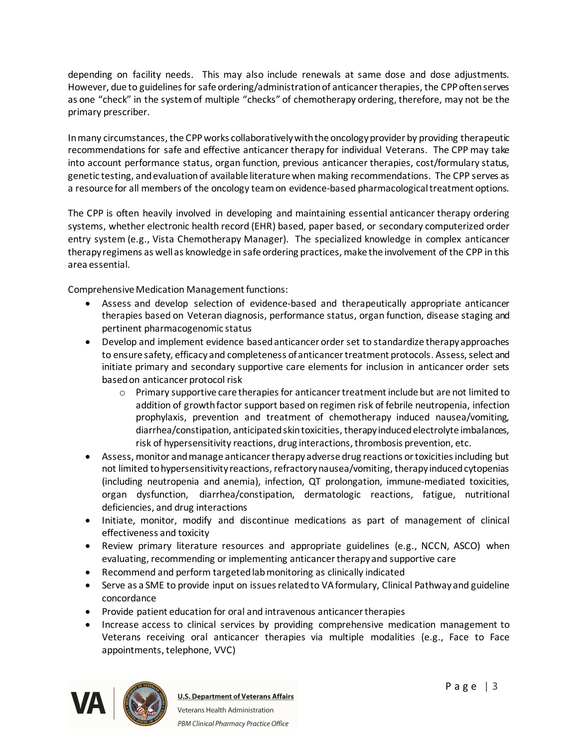depending on facility needs. This may also include renewals at same dose and dose adjustments. However, due to guidelines for safe ordering/administration of anticancer therapies, the CPP often serves as one "check" in the system of multiple "checks" of chemotherapy ordering, therefore, may not be the primary prescriber.

In many circumstances, the CPP works collaboratively with the oncology provider by providing therapeutic recommendations for safe and effective anticancer therapy for individual Veterans. The CPP may take into account performance status, organ function, previous anticancer therapies, cost/formulary status, genetic testing, and evaluation of available literature when making recommendations. The CPP serves as a resource for all members of the oncology team on evidence-based pharmacological treatment options.

The CPP is often heavily involved in developing and maintaining essential anticancer therapy ordering systems, whether electronic health record (EHR) based, paper based, or secondary computerized order entry system (e.g., Vista Chemotherapy Manager). The specialized knowledge in complex anticancer therapy regimens as well as knowledge in safe ordering practices, make the involvement of the CPP in this area essential.

Comprehensive Medication Management functions:

- Assess and develop selection of evidence-based and therapeutically appropriate anticancer therapies based on Veteran diagnosis, performance status, organ function, disease staging and pertinent pharmacogenomic status
- Develop and implement evidence based anticancer order set to standardize therapy approaches to ensure safety, efficacy and completeness of anticancer treatment protocols. Assess, select and initiate primary and secondary supportive care elements for inclusion in anticancer order sets based on anticancer protocol risk
    - Primary supportive care therapies for anticancer treatment include but are not limited to addition of growth factor support based on regimen risk of febrile neutropenia, infection prophylaxis, prevention and treatment of chemotherapy induced nausea/vomiting, diarrhea/constipation, anticipated skin toxicities, therapy induced electrolyte imbalances, risk of hypersensitivity reactions, drug interactions, thrombosis prevention, etc.
- Assess, monitor and manage anticancer therapy adverse drug reactions or toxicities including but not limited to hypersensitivity reactions, refractory nausea/vomiting, therapy induced cytopenias (including neutropenia and anemia), infection, QT prolongation, immune-mediated toxicities, organ dysfunction, diarrhea/constipation, dermatologic reactions, fatigue, nutritional deficiencies, and drug interactions
- Initiate, monitor, modify and discontinue medications as part of management of clinical effectiveness and toxicity
- Review primary literature resources and appropriate guidelines (e.g., NCCN, ASCO) when evaluating, recommending or implementing anticancer therapy and supportive care
- Recommend and perform targeted lab monitoring as clinically indicated
- Serve as a SME to provide input on issues related to VA formulary, Clinical Pathway and guideline concordance
- Provide patient education for oral and intravenous anticancer therapies
- Increase access to clinical services by providing comprehensive medication management to Veterans receiving oral anticancer therapies via multiple modalities (e.g., Face to Face appointments, telephone, VVC)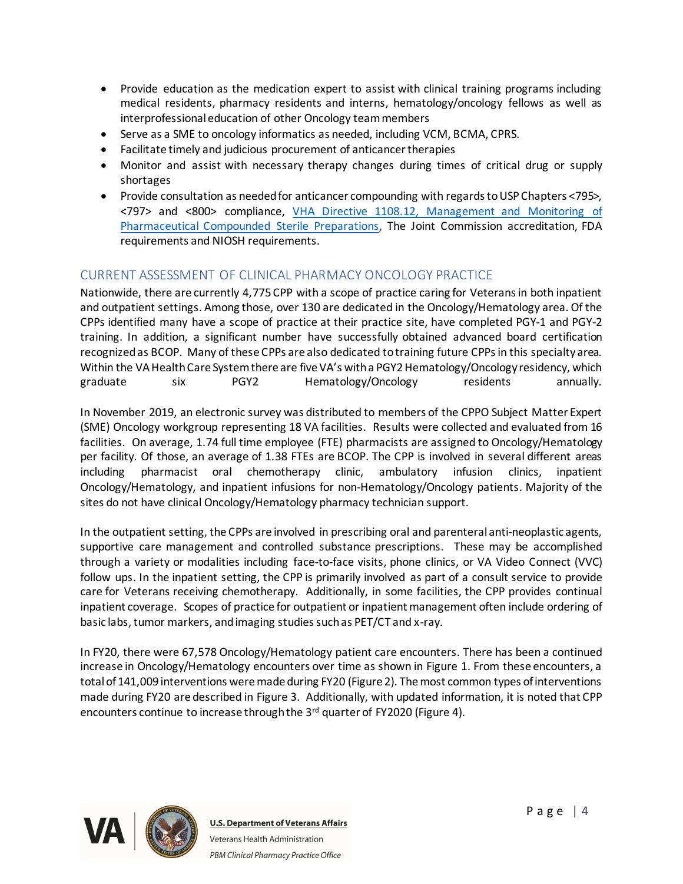- Provide education as the medication expert to assist with clinical training programs including medical residents, pharmacy residents and interns, hematology/oncology fellows as well as interprofessional education of other Oncology team members
- Serve as a SME to oncology informatics as needed, including VCM, BCMA, CPRS.
- Facilitate timely and judicious procurement of anticancer therapies
- Monitor and assist with necessary therapy changes during times of critical drug or supply shortages
- Provide consultation as needed for anticancer compounding with regards to USP Chapters <795>, <797> and <800> compliance, [VHA Directive 1108.12, Management and Monitoring of Pharmaceutical Compounded Sterile Preparations](), The Joint Commission accreditation, FDA requirements and NIOSH requirements.

## CURRENT ASSESSMENT OF CLINICAL PHARMACY ONCOLOGY PRACTICE

Nationwide, there are currently 4,775 CPP with a scope of practice caring for Veterans in both inpatient and outpatient settings. Among those, over 130 are dedicated in the Oncology/Hematology area. Of the CPPs identified many have a scope of practice at their practice site, have completed PGY-1 and PGY-2 training. In addition, a significant number have successfully obtained advanced board certification recognized as BCOP. Many of these CPPs are also dedicated to training future CPPs in this specialty area. Within the VA Health Care System there are five VA's with a PGY2 Hematology/Oncology residency, which graduate six PGY2 Hematology/Oncology residents annually.

In November 2019, an electronic survey was distributed to members of the CPPO Subject Matter Expert (SME) Oncology workgroup representing 18 VA facilities. Results were collected and evaluated from 16 facilities. On average, 1.74 full time employee (FTE) pharmacists are assigned to Oncology/Hematology per facility. Of those, an average of 1.38 FTEs are BCOP. The CPP is involved in several different areas including pharmacist oral chemotherapy clinic, ambulatory infusion clinics, inpatient Oncology/Hematology, and inpatient infusions for non-Hematology/Oncology patients. Majority of the sites do not have clinical Oncology/Hematology pharmacy technician support.

In the outpatient setting, the CPPs are involved in prescribing oral and parenteral anti-neoplastic agents, supportive care management and controlled substance prescriptions. These may be accomplished through a variety or modalities including face-to-face visits, phone clinics, or VA Video Connect (VVC) follow ups. In the inpatient setting, the CPP is primarily involved as part of a consult service to provide care for Veterans receiving chemotherapy. Additionally, in some facilities, the CPP provides continual inpatient coverage. Scopes of practice for outpatient or inpatient management often include ordering of basic labs, tumor markers, and imaging studies such as PET/CT and x-ray.

In FY20, there were 67,578 Oncology/Hematology patient care encounters. There has been a continued increase in Oncology/Hematology encounters over time as shown in Figure 1. From these encounters, a total of 141,009 interventions were made during FY20 (Figure 2). The most common types of interventions made during FY20 are described in Figure 3. Additionally, with updated information, it is noted that CPP encounters continue to increase through the 3rd quarter of FY2020 (Figure 4).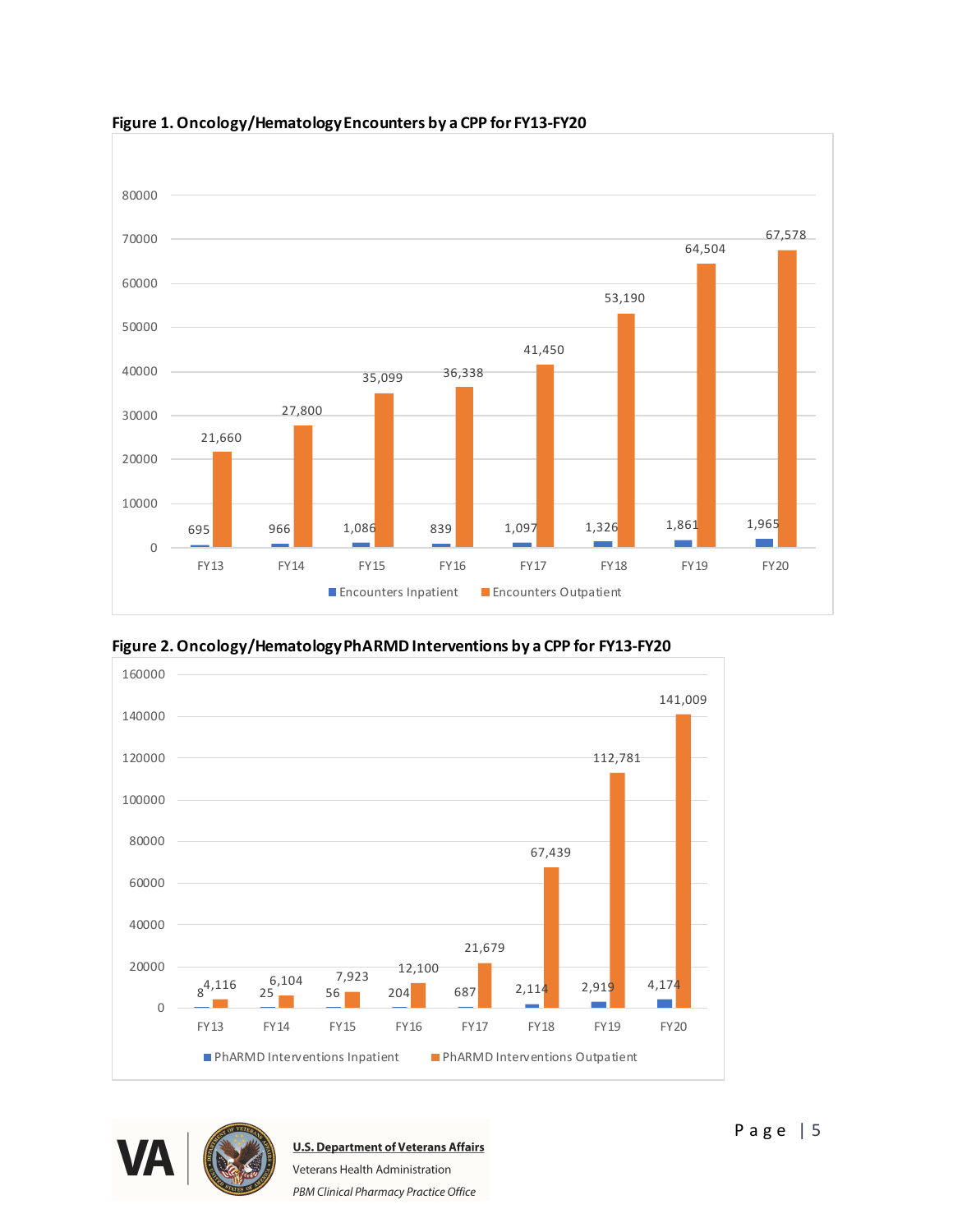**Figure 1. Oncology/Hematology Encounters by a CPP for FY13-FY20**

| | FY13 | FY14 | FY15 | FY16 | FY17 | FY18 | FY19 | FY20 |
|---|---|---|---|---|---|---|---|---|
| Encounters Inpatient | 695 | 966 | 1,086 | 839 | 1,097 | 1,326 | 1,861 | 1,965 |
| Encounters Outpatient | 21,660 | 27,800 | 35,099 | 36,338 | 41,450 | 53,190 | 64,504 | 67,578 |

**Figure 2. Oncology/Hematology PhARMD Interventions by a CPP for FY13-FY20**

| | FY13 | FY14 | FY15 | FY16 | FY17 | FY18 | FY19 | FY20 |
|---|---|---|---|---|---|---|---|---|
| PhARMD Interventions Inpatient | 8 | 25 | 56 | 204 | 687 | 2,114 | 2,919 | 4,174 |
| PhARMD Interventions Outpatient | 4,116 | 6,104 | 7,923 | 12,100 | 21,679 | 67,439 | 112,781 | 141,009 |

**U.S. Department of Veterans Affairs**
Veterans Health Administration
*PBM Clinical Pharmacy Practice Office*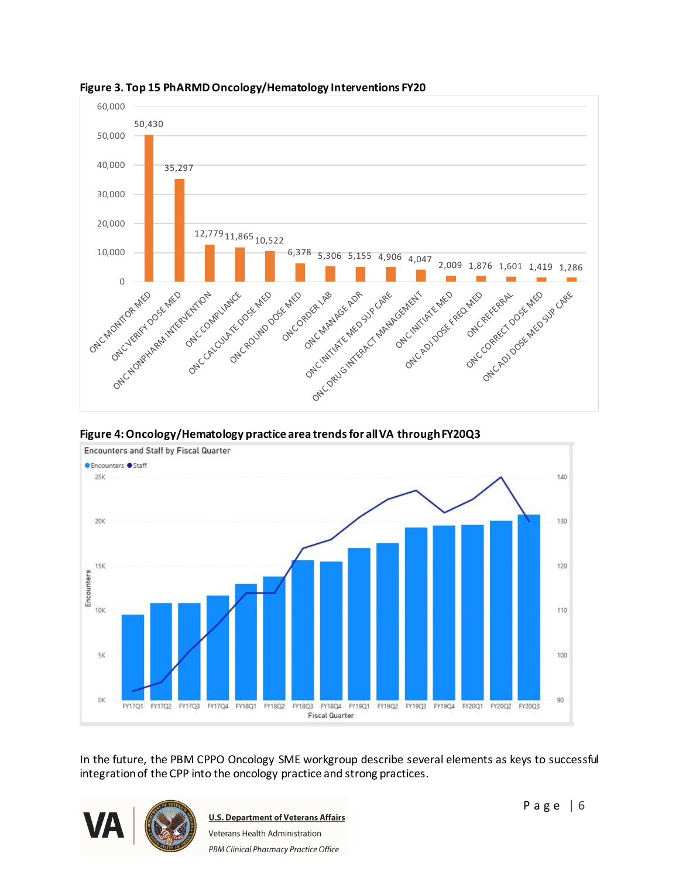**Figure 3. Top 15 PhARMD Oncology/Hematology Interventions FY20**

| Intervention | Count |
|---|---|
| ONC MONITOR MED | 50,430 |
| ONC VERIFY DOSE MED | 35,297 |
| ONC NONPHARM INTERVENTION | 12,779 |
| ONC COMPLIANCE | 11,865 |
| ONC CALCULATE DOSE MED | 10,522 |
| ONC ROUND DOSE MED | 6,378 |
| ONC ORDER LAB | 5,306 |
| ONC MANAGE ADR | 5,155 |
| ONC INITIATE MED SUP CARE | 4,906 |
| ONC DRUG INTERACT MANAGEMENT | 4,047 |
| ONC INITIATE MED | 2,009 |
| ONC ADJ DOSE FREQ MED | 1,876 |
| ONC REFERRAL | 1,601 |
| ONC CORRECT DOSE MED | 1,419 |
| ONC ADJ DOSE MED SUP CARE | 1,286 |

**Figure 4: Oncology/Hematology practice area trends for all VA through FY20Q3**

In the future, the PBM CPPO Oncology SME workgroup describe several elements as keys to successful integration of the CPP into the oncology practice and strong practices.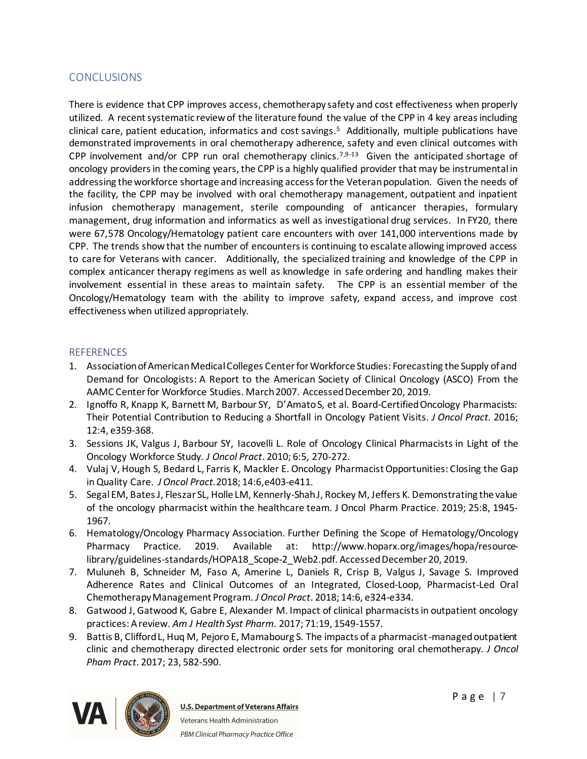## CONCLUSIONS

There is evidence that CPP improves access, chemotherapy safety and cost effectiveness when properly utilized. A recent systematic review of the literature found the value of the CPP in 4 key areas including clinical care, patient education, informatics and cost savings.[5] Additionally, multiple publications have demonstrated improvements in oral chemotherapy adherence, safety and even clinical outcomes with CPP involvement and/or CPP run oral chemotherapy clinics.[7,9-13] Given the anticipated shortage of oncology providers in the coming years, the CPP is a highly qualified provider that may be instrumental in addressing the workforce shortage and increasing access for the Veteran population. Given the needs of the facility, the CPP may be involved with oral chemotherapy management, outpatient and inpatient infusion chemotherapy management, sterile compounding of anticancer therapies, formulary management, drug information and informatics as well as investigational drug services. In FY20, there were 67,578 Oncology/Hematology patient care encounters with over 141,000 interventions made by CPP. The trends show that the number of encounters is continuing to escalate allowing improved access to care for Veterans with cancer. Additionally, the specialized training and knowledge of the CPP in complex anticancer therapy regimens as well as knowledge in safe ordering and handling makes their involvement essential in these areas to maintain safety. The CPP is an essential member of the Oncology/Hematology team with the ability to improve safety, expand access, and improve cost effectiveness when utilized appropriately.

## REFERENCES

1. Association of American Medical Colleges Center for Workforce Studies: Forecasting the Supply of and Demand for Oncologists: A Report to the American Society of Clinical Oncology (ASCO) From the AAMC Center for Workforce Studies. March 2007. Accessed December 20, 2019.
2. Ignoffo R, Knapp K, Barnett M, Barbour SY, D'Amato S, et al. Board-Certified Oncology Pharmacists: Their Potential Contribution to Reducing a Shortfall in Oncology Patient Visits. *J Oncol Pract.* 2016; 12:4, e359-368.
3. Sessions JK, Valgus J, Barbour SY, Iacovelli L. Role of Oncology Clinical Pharmacists in Light of the Oncology Workforce Study. *J Oncol Pract*. 2010; 6:5, 270-272.
4. Vulaj V, Hough S, Bedard L, Farris K, Mackler E. Oncology Pharmacist Opportunities: Closing the Gap in Quality Care. *J Oncol Pract.* 2018; 14:6, e403-e411.
5. Segal EM, Bates J, Fleszar SL, Holle LM, Kennerly-Shah J, Rockey M, Jeffers K. Demonstrating the value of the oncology pharmacist within the healthcare team. J Oncol Pharm Practice. 2019; 25:8, 1945-1967.
6. Hematology/Oncology Pharmacy Association. Further Defining the Scope of Hematology/Oncology Pharmacy Practice. 2019. Available at: http://www.hoparx.org/images/hopa/resource-library/guidelines-standards/HOPA18_Scope-2_Web2.pdf. Accessed December 20, 2019.
7. Muluneh B, Schneider M, Faso A, Amerine L, Daniels R, Crisp B, Valgus J, Savage S. Improved Adherence Rates and Clinical Outcomes of an Integrated, Closed-Loop, Pharmacist-Led Oral Chemotherapy Management Program. *J Oncol Pract*. 2018; 14:6, e324-e334.
8. Gatwood J, Gatwood K, Gabre E, Alexander M. Impact of clinical pharmacists in outpatient oncology practices: A review. *Am J Health Syst Pharm.* 2017; 71:19, 1549-1557.
9. Battis B, Clifford L, Huq M, Pejoro E, Mamabourg S. The impacts of a pharmacist-managed outpatient clinic and chemotherapy directed electronic order sets for monitoring oral chemotherapy. *J Oncol Pham Pract*. 2017; 23, 582-590.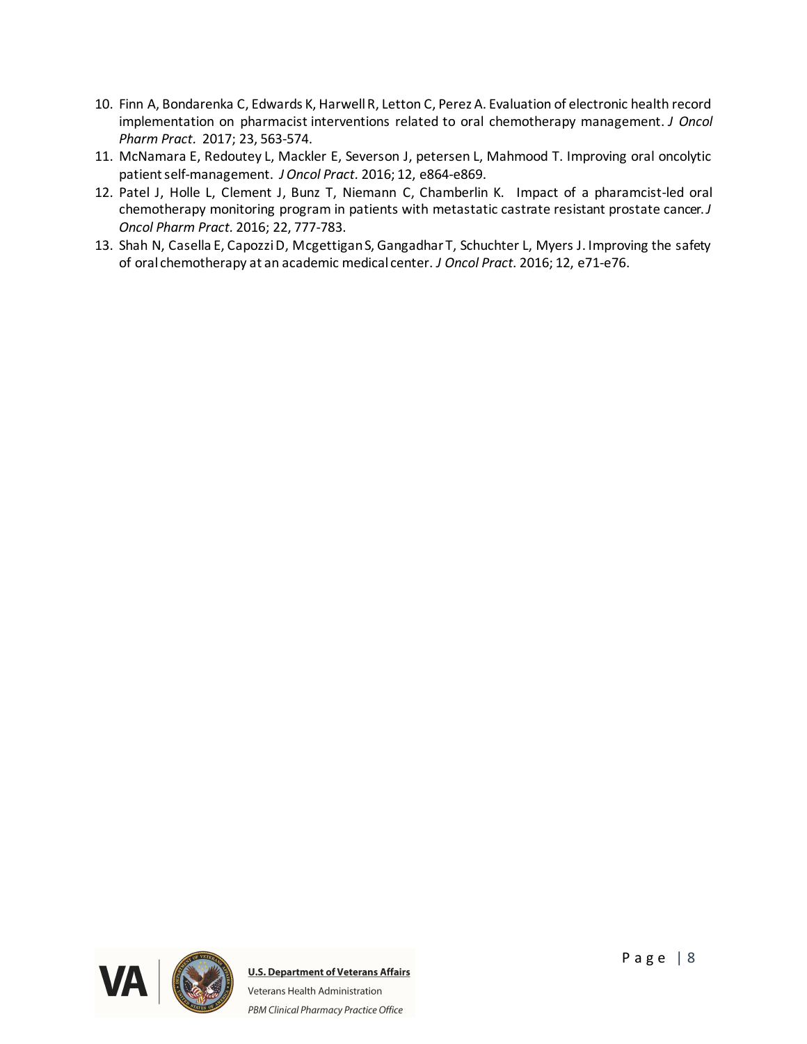10. Finn A, Bondarenka C, Edwards K, Harwell R, Letton C, Perez A. Evaluation of electronic health record implementation on pharmacist interventions related to oral chemotherapy management. *J Oncol Pharm Pract.* 2017; 23, 563-574.
11. McNamara E, Redoutey L, Mackler E, Severson J, petersen L, Mahmood T. Improving oral oncolytic patient self-management. *J Oncol Pract.* 2016; 12, e864-e869.
12. Patel J, Holle L, Clement J, Bunz T, Niemann C, Chamberlin K. Impact of a pharamcist-led oral chemotherapy monitoring program in patients with metastatic castrate resistant prostate cancer. *J Oncol Pharm Pract.* 2016; 22, 777-783.
13. Shah N, Casella E, Capozzi D, Mcgettigan S, Gangadhar T, Schuchter L, Myers J. Improving the safety of oral chemotherapy at an academic medical center. *J Oncol Pract.* 2016; 12, e71-e76.